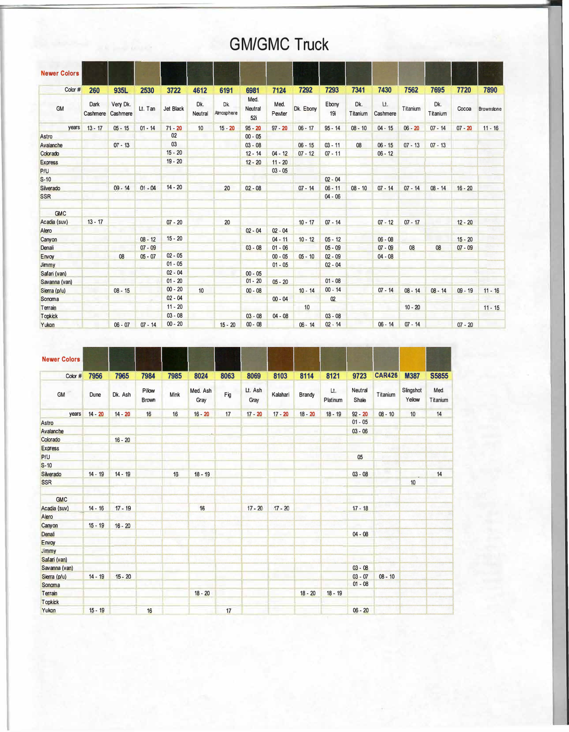# GM/GMC Truck

| Newer Colors | | | | | | | | | | | | | | | | |
|---|---|---|---|---|---|---|---|---|---|---|---|---|---|---|---|---|
| Color # | 260 | 935L | 2530 | 3722 | 4612 | 6191 | 6981 | 7124 | 7292 | 7293 | 7341 | 7430 | 7562 | 7695 | 7720 | 7890 |
| GM | Dark Cashmere | Very Dk. Cashmere | Lt. Tan | Jet Black | Dk. Neutral | Dk. Atmosphere | Med. Neutral 52i | Med. Pewter | Dk. Ebony | Ebony 19i | Dk. Titanium | Lt. Cashmere | Titanium | Dk. Titanium | Cocoa | Brownstone |
| years | 13 - 17 | 05 - 15 | 01 - 14 | 71 - 20 | 10 | 15 - 20 | 95 - 20 | 97 - 20 | 06 - 17 | 95 - 14 | 08 - 10 | 04 - 15 | 06 - 20 | 07 - 14 | 07 - 20 | 11 - 16 |
| Astro | | | | 02 | | | 00 - 05 | | | | | | | | | |
| Avalanche | | 07 - 13 | | 03 | | | 03 - 08 | | 06 - 15 | 03 - 11 | 08 | 06 - 15 | 07 - 13 | 07 - 13 | | |
| Colorado | | | | 15 - 20 | | | 12 - 14 | 04 - 12 | 07 - 12 | 07 - 11 | | 06 - 12 | | | | |
| Express | | | | 19 - 20 | | | 12 - 20 | 11 - 20 | | | | | | | | |
| P/U | | | | | | | | 03 - 05 | | | | | | | | |
| S-10 | | | | | | | | | | 02 - 04 | | | | | | |
| Silverado | | 09 - 14 | 01 - 04 | 14 - 20 | | 20 | 02 - 08 | | 07 - 14 | 06 - 11 | 08 - 10 | 07 - 14 | 07 - 14 | 08 - 14 | 16 - 20 | |
| SSR | | | | | | | | | | 04 - 06 | | | | | | |
| | | | | | | | | | | | | | | | | |
| GMC | | | | | | | | | | | | | | | | |
| Acadia (suv) | 13 - 17 | | | 07 - 20 | | 20 | | | 10 - 17 | 07 - 14 | | 07 - 12 | 07 - 17 | | 12 - 20 | |
| Alero | | | | | | | 02 - 04 | 02 - 04 | | | | | | | | |
| Canyon | | | 08 - 12 | 15 - 20 | | | | 04 - 11 | 10 - 12 | 05 - 12 | | 06 - 08 | | | 15 - 20 | |
| Denali | | | 07 - 09 | | | | 03 - 08 | 01 - 06 | | 05 - 09 | | 07 - 09 | 08 | 08 | 07 - 09 | |
| Envoy | | 08 | 05 - 07 | 02 - 05 | | | | 00 - 05 | 05 - 10 | 02 - 09 | | 04 - 08 | | | | |
| Jimmy | | | | 01 - 05 | | | | 01 - 05 | | 02 - 04 | | | | | | |
| Safari (van) | | | | 02 - 04 | | | 00 - 05 | | | | | | | | | |
| Savanna (van) | | | | 01 - 20 | | | 01 - 20 | 05 - 20 | | 01 - 08 | | | | | | |
| Sierra (p/u) | | 08 - 15 | | 00 - 20 | 10 | | 00 - 08 | | 10 - 14 | 00 - 14 | | 07 - 14 | 08 - 14 | 08 - 14 | 09 - 19 | 11 - 16 |
| Sonoma | | | | 02 - 04 | | | | 00 - 04 | | 02 | | | | | | |
| Terrain | | | | 11 - 20 | | | | | 10 | | | | 10 - 20 | | | 11 - 15 |
| Topkick | | | | 03 - 08 | | | 03 - 08 | 04 - 08 | | 03 - 08 | | | | | | |
| Yukon | | 06 - 07 | 07 - 14 | 00 - 20 | | 15 - 20 | 00 - 08 | | 06 - 14 | 02 - 14 | | 06 - 14 | 07 - 14 | | 07 - 20 | |

| Newer Colors | | | | | | | | | | | | | | |
|---|---|---|---|---|---|---|---|---|---|---|---|---|---|---|
| Color # | 7956 | 7965 | 7984 | 7985 | 8024 | 8063 | 8069 | 8103 | 8114 | 8121 | 9723 | CAR426 | M387 | S5855 |
| GM | Dune | Dk. Ash | Pillow Brown | Mink | Med. Ash Gray | Fig | Lt. Ash Gray | Kalahari | Brandy | Lt. Platinum | Neutral Shale | Titanium | Slingshot Yellow | Med. Titanium |
| years | 14 - 20 | 14 - 20 | 16 | 16 | 16 - 20 | 17 | 17 - 20 | 17 - 20 | 18 - 20 | 18 - 19 | 92 - 20 | 08 - 10 | 10 | 14 |
| Astro | | | | | | | | | | | 01 - 05 | | | |
| Avalanche | | | | | | | | | | | 03 - 06 | | | |
| Colorado | | 16 - 20 | | | | | | | | | | | | |
| Express | | | | | | | | | | | | | | |
| P/U | | | | | | | | | | | 05 | | | |
| S-10 | | | | | | | | | | | | | | |
| Silverado | 14 - 19 | 14 - 19 | | 16 | 18 - 19 | | | | | | 03 - 08 | | | 14 |
| SSR | | | | | | | | | | | | | 10 | |
| | | | | | | | | | | | | | | |
| GMC | | | | | | | | | | | | | | |
| Acadia (suv) | 14 - 16 | 17 - 19 | | | 16 | | 17 - 20 | 17 - 20 | | | 17 - 18 | | | |
| Alero | | | | | | | | | | | | | | |
| Canyon | 15 - 19 | 16 - 20 | | | | | | | | | | | | |
| Denali | | | | | | | | | | | 04 - 08 | | | |
| Envoy | | | | | | | | | | | | | | |
| Jimmy | | | | | | | | | | | | | | |
| Safari (van) | | | | | | | | | | | | | | |
| Savanna (van) | | | | | | | | | | | 03 - 08 | | | |
| Sierra (p/u) | 14 - 19 | 15 - 20 | | | | | | | | | 03 - 07 | 08 - 10 | | |
| Sonoma | | | | | | | | | | | 01 - 08 | | | |
| Terrain | | | | | 18 - 20 | | | | 18 - 20 | 18 - 19 | | | | |
| Topkick | | | | | | | | | | | | | | |
| Yukon | 15 - 19 | | 16 | | | 17 | | | | | 06 - 20 | | | |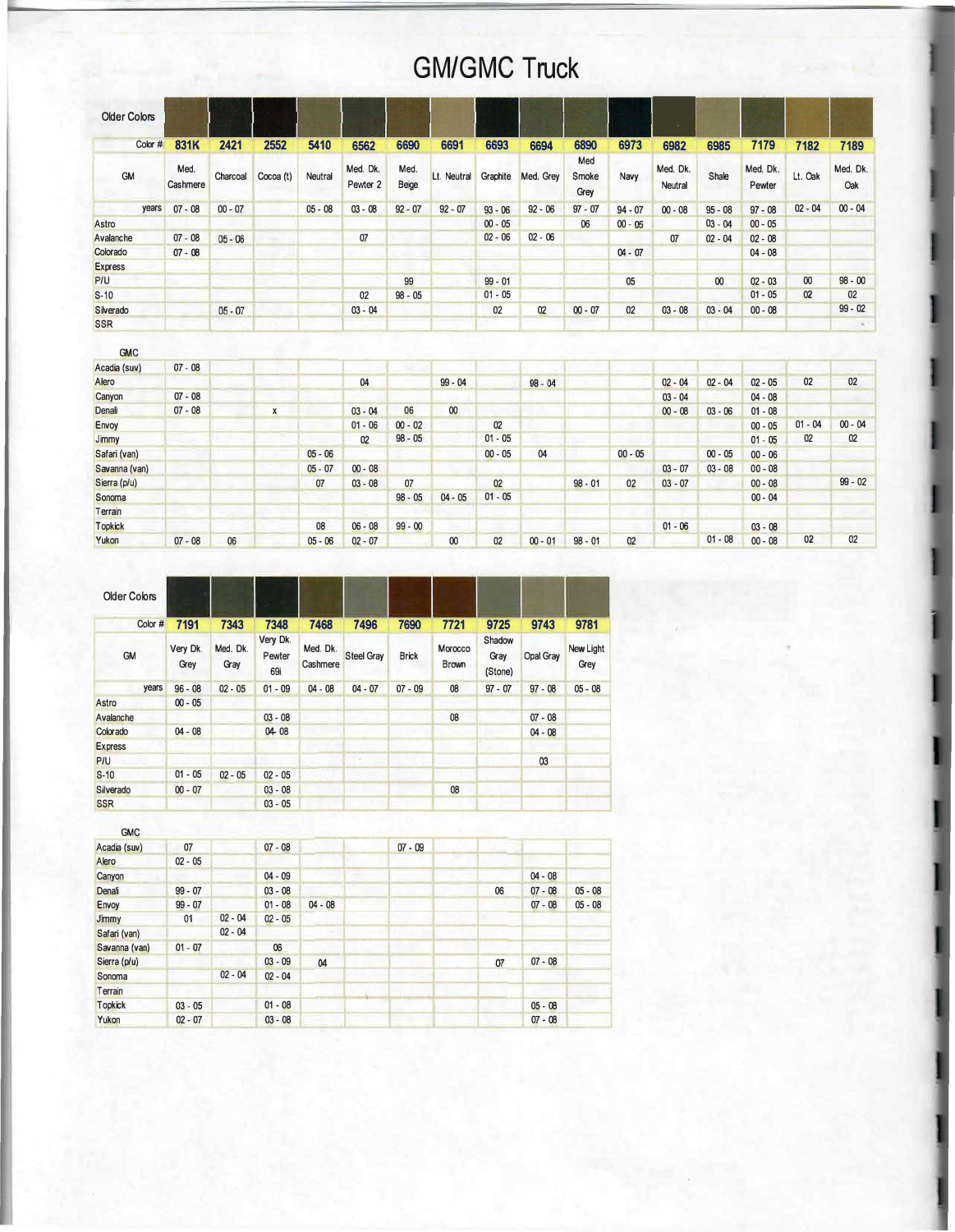# GM/GMC Truck

| Older Colors | | | | | | | | | | | | | | | | |
|---|---|---|---|---|---|---|---|---|---|---|---|---|---|---|---|---|
| Color # | 831K | 2421 | 2552 | 5410 | 6562 | 6690 | 6691 | 6693 | 6694 | 6890 | 6973 | 6982 | 6985 | 7179 | 7182 | 7189 |
| GM | Med. Cashmere | Charcoal | Cocoa (t) | Neutral | Med. Dk. Pewter 2 | Med. Beige | Lt. Neutral | Graphite | Med. Grey | Med Smoke Grey | Navy | Med. Dk. Neutral | Shale | Med. Dk. Pewter | Lt. Oak | Med. Dk. Oak |
| years | 07 - 08 | 00 - 07 | | 05 - 08 | 03 - 08 | 92 - 07 | 92 - 07 | 93 - 06 | 92 - 06 | 97 - 07 | 94 - 07 | 00 - 08 | 95 - 08 | 97 - 08 | 02 - 04 | 00 - 04 |
| Astro | | | | | | | | 00 - 05 | | 06 | 00 - 05 | | 03 - 04 | 00 - 05 | | |
| Avalanche | 07 - 08 | 05 - 06 | | | 07 | | | 02 - 06 | 02 - 06 | | | 07 | 02 - 04 | 02 - 08 | | |
| Colorado | 07 - 08 | | | | | | | | | | 04 - 07 | | | 04 - 08 | | |
| Express | | | | | | | | | | | | | | | | |
| P/U | | | | | | 99 | | 99 - 01 | | | 05 | | 00 | 02 - 03 | 00 | 98 - 00 |
| S-10 | | | | | 02 | 98 - 05 | | 01 - 05 | | | | | | 01 - 05 | 02 | 02 |
| Silverado | | 05 - 07 | | | 03 - 04 | | | 02 | 02 | 00 - 07 | 02 | 03 - 08 | 03 - 04 | 00 - 08 | | 99 - 02 |
| SSR | | | | | | | | | | | | | | | | |
| **GMC** | | | | | | | | | | | | | | | | |
| Acadia (suv) | 07 - 08 | | | | | | | | | | | | | | | |
| Alero | | | | | 04 | | 99 - 04 | | 98 - 04 | | | 02 - 04 | 02 - 04 | 02 - 05 | 02 | 02 |
| Canyon | 07 - 08 | | | | | | | | | | | 03 - 04 | | 04 - 08 | | |
| Denali | 07 - 08 | | x | | 03 - 04 | 06 | 00 | | | | | 00 - 08 | 03 - 06 | 01 - 08 | | |
| Envoy | | | | | 01 - 06 | 00 - 02 | | 02 | | | | | | 00 - 05 | 01 - 04 | 00 - 04 |
| Jimmy | | | | | 02 | 98 - 05 | | 01 - 05 | | | | | | 01 - 05 | 02 | 02 |
| Safari (van) | | | | 05 - 06 | | | | 00 - 05 | 04 | | 00 - 05 | | 00 - 05 | 00 - 06 | | |
| Savanna (van) | | | | 05 - 07 | 00 - 08 | | | | | | | 03 - 07 | 03 - 08 | 00 - 08 | | |
| Sierra (p/u) | | | | 07 | 03 - 08 | 07 | | 02 | | 98 - 01 | 02 | 03 - 07 | | 00 - 08 | | 99 - 02 |
| Sonoma | | | | | | 98 - 05 | 04 - 05 | 01 - 05 | | | | | | 00 - 04 | | |
| Terrain | | | | | | | | | | | | | | | | |
| Topkick | | | | 08 | 06 - 08 | 99 - 00 | | | | | | 01 - 06 | | 03 - 08 | | |
| Yukon | 07 - 08 | 06 | | 05 - 06 | 02 - 07 | | 00 | 02 | 00 - 01 | 98 - 01 | 02 | | 01 - 08 | 00 - 08 | 02 | 02 |

| Older Colors | | | | | | | | | | |
|---|---|---|---|---|---|---|---|---|---|---|
| Color # | 7191 | 7343 | 7348 | 7468 | 7496 | 7690 | 7721 | 9725 | 9743 | 9781 |
| GM | Very Dk. Grey | Med. Dk. Gray | Very Dk. Pewter 69i | Med. Dk. Cashmere | Steel Gray | Brick | Morocco Brown | Shadow Gray (Stone) | Opal Gray | New Light Grey |
| years | 96 - 08 | 02 - 05 | 01 - 09 | 04 - 08 | 04 - 07 | 07 - 09 | 08 | 97 - 07 | 97 - 08 | 05 - 08 |
| Astro | 00 - 05 | | | | | | | | | |
| Avalanche | | | 03 - 08 | | | | 08 | | 07 - 08 | |
| Colorado | 04 - 08 | | 04- 08 | | | | | | 04 - 08 | |
| Express | | | | | | | | | | |
| P/U | | | | | | | | | 03 | |
| S-10 | 01 - 05 | 02 - 05 | 02 - 05 | | | | | | | |
| Silverado | 00 - 07 | | 03 - 08 | | | | 08 | | | |
| SSR | | | 03 - 05 | | | | | | | |
| **GMC** | | | | | | | | | | |
| Acadia (suv) | 07 | | 07 - 08 | | | 07 - 09 | | | | |
| Alero | 02 - 05 | | | | | | | | | |
| Canyon | | | 04 - 09 | | | | | | 04 - 08 | |
| Denali | 99 - 07 | | 03 - 08 | | | | | 06 | 07 - 08 | 05 - 08 |
| Envoy | 99 - 07 | | 01 - 08 | 04 - 08 | | | | | 07 - 08 | 05 - 08 |
| Jimmy | 01 | 02 - 04 | 02 - 05 | | | | | | | |
| Safari (van) | | 02 - 04 | | | | | | | | |
| Savanna (van) | 01 - 07 | | 06 | | | | | | | |
| Sierra (p/u) | | | 03 - 09 | 04 | | | | 07 | 07 - 08 | |
| Sonoma | | 02 - 04 | 02 - 04 | | | | | | | |
| Terrain | | | | | | | | | | |
| Topkick | 03 - 05 | | 01 - 08 | | | | | | 05 - 08 | |
| Yukon | 02 - 07 | | 03 - 08 | | | | | | 07 - 08 | |